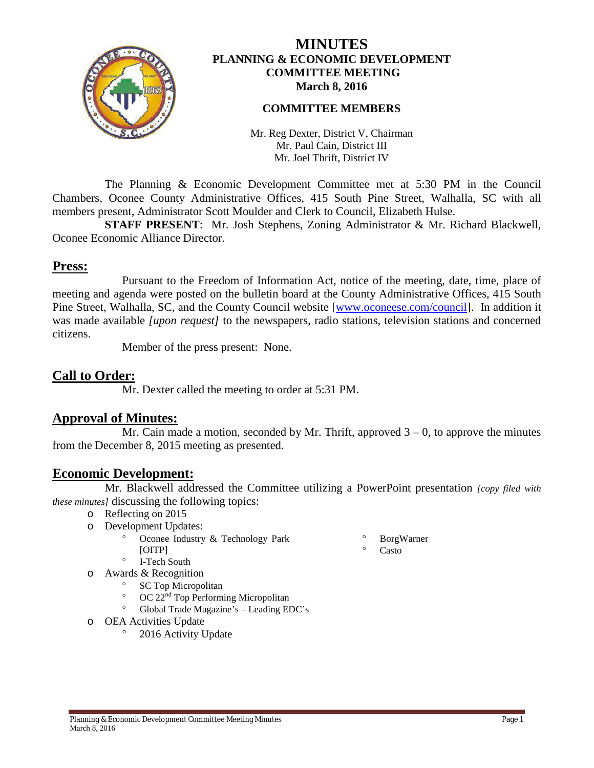# MINUTES

## PLANNING & ECONOMIC DEVELOPMENT COMMITTEE MEETING

### March 8, 2016

### COMMITTEE MEMBERS

Mr. Reg Dexter, District V, Chairman
Mr. Paul Cain, District III
Mr. Joel Thrift, District IV

The Planning & Economic Development Committee met at 5:30 PM in the Council Chambers, Oconee County Administrative Offices, 415 South Pine Street, Walhalla, SC with all members present, Administrator Scott Moulder and Clerk to Council, Elizabeth Hulse.

**STAFF PRESENT**: Mr. Josh Stephens, Zoning Administrator & Mr. Richard Blackwell, Oconee Economic Alliance Director.

## Press:

Pursuant to the Freedom of Information Act, notice of the meeting, date, time, place of meeting and agenda were posted on the bulletin board at the County Administrative Offices, 415 South Pine Street, Walhalla, SC, and the County Council website [www.oconeese.com/council]. In addition it was made available *[upon request]* to the newspapers, radio stations, television stations and concerned citizens.

Member of the press present: None.

## Call to Order:

Mr. Dexter called the meeting to order at 5:31 PM.

## Approval of Minutes:

Mr. Cain made a motion, seconded by Mr. Thrift, approved 3 – 0, to approve the minutes from the December 8, 2015 meeting as presented.

## Economic Development:

Mr. Blackwell addressed the Committee utilizing a PowerPoint presentation *[copy filed with these minutes]* discussing the following topics:

- Reflecting on 2015
- Development Updates:
  - Oconee Industry & Technology Park [OITP]
  - I-Tech South
  - BorgWarner
  - Casto
- Awards & Recognition
  - SC Top Micropolitan
  - OC 22nd Top Performing Micropolitan
  - Global Trade Magazine's – Leading EDC's
- OEA Activities Update
  - 2016 Activity Update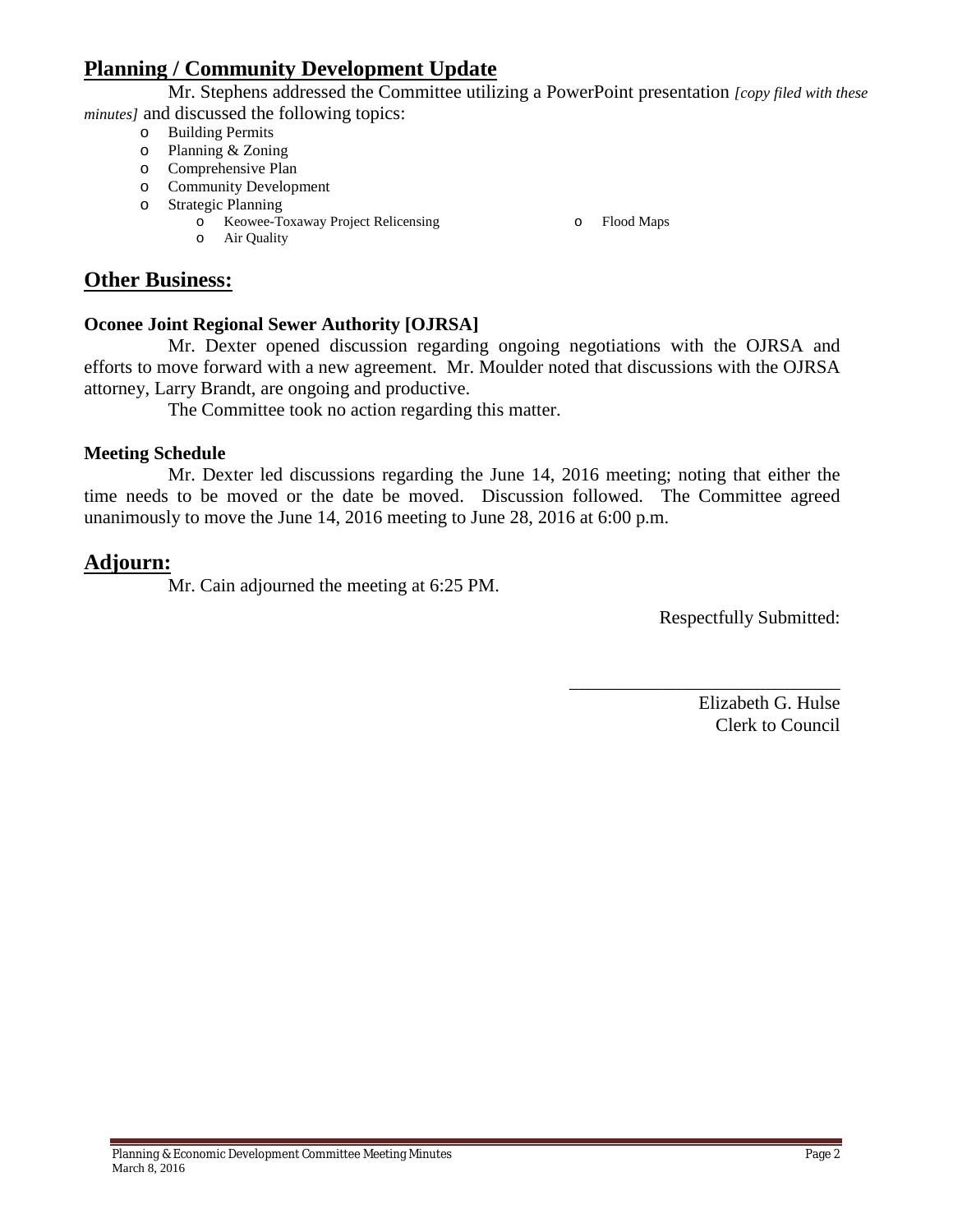## Planning / Community Development Update

Mr. Stephens addressed the Committee utilizing a PowerPoint presentation *[copy filed with these minutes]* and discussed the following topics:

- Building Permits
- Planning & Zoning
- Comprehensive Plan
- Community Development
- Strategic Planning
  - Keowee-Toxaway Project Relicensing
  - Flood Maps
  - Air Quality

## Other Business:

**Oconee Joint Regional Sewer Authority [OJRSA]**

Mr. Dexter opened discussion regarding ongoing negotiations with the OJRSA and efforts to move forward with a new agreement. Mr. Moulder noted that discussions with the OJRSA attorney, Larry Brandt, are ongoing and productive.

The Committee took no action regarding this matter.

**Meeting Schedule**

Mr. Dexter led discussions regarding the June 14, 2016 meeting; noting that either the time needs to be moved or the date be moved. Discussion followed. The Committee agreed unanimously to move the June 14, 2016 meeting to June 28, 2016 at 6:00 p.m.

## Adjourn:

Mr. Cain adjourned the meeting at 6:25 PM.

Respectfully Submitted:

\_\_\_\_\_\_\_\_\_\_\_\_\_\_\_\_\_\_\_\_\_\_\_\_\_\_\_\_\_\_

Elizabeth G. Hulse
Clerk to Council